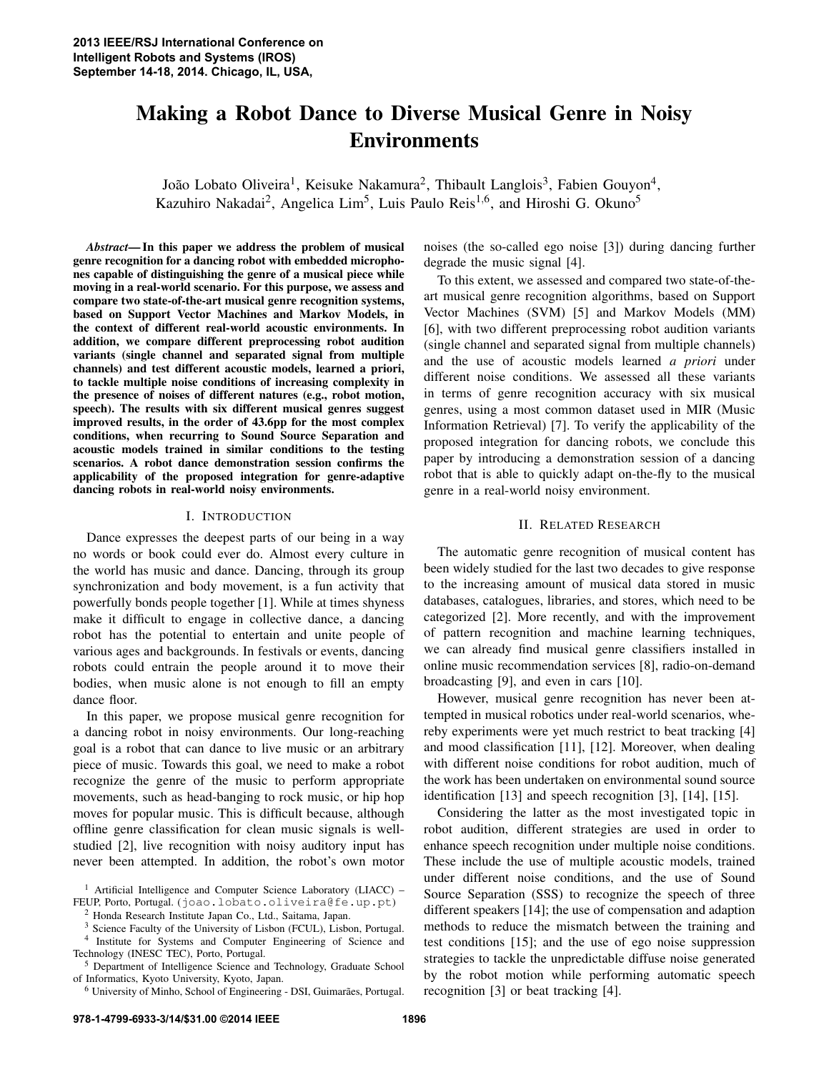# Making a Robot Dance to Diverse Musical Genre in Noisy Environments

João Lobato Oliveira[1], Keisuke Nakamura[2], Thibault Langlois[3], Fabien Gouyon[4], Kazuhiro Nakadai[2], Angelica Lim[5], Luis Paulo Reis[1,6], and Hiroshi G. Okuno[5]

***Abstract*— In this paper we address the problem of musical genre recognition for a dancing robot with embedded microphones capable of distinguishing the genre of a musical piece while moving in a real-world scenario. For this purpose, we assess and compare two state-of-the-art musical genre recognition systems, based on Support Vector Machines and Markov Models, in the context of different real-world acoustic environments. In addition, we compare different preprocessing robot audition variants (single channel and separated signal from multiple channels) and test different acoustic models, learned a priori, to tackle multiple noise conditions of increasing complexity in the presence of noises of different natures (e.g., robot motion, speech). The results with six different musical genres suggest improved results, in the order of 43.6pp for the most complex conditions, when recurring to Sound Source Separation and acoustic models trained in similar conditions to the testing scenarios. A robot dance demonstration session confirms the applicability of the proposed integration for genre-adaptive dancing robots in real-world noisy environments.**

## I. Introduction

Dance expresses the deepest parts of our being in a way no words or book could ever do. Almost every culture in the world has music and dance. Dancing, through its group synchronization and body movement, is a fun activity that powerfully bonds people together [1]. While at times shyness make it difficult to engage in collective dance, a dancing robot has the potential to entertain and unite people of various ages and backgrounds. In festivals or events, dancing robots could entrain the people around it to move their bodies, when music alone is not enough to fill an empty dance floor.

In this paper, we propose musical genre recognition for a dancing robot in noisy environments. Our long-reaching goal is a robot that can dance to live music or an arbitrary piece of music. Towards this goal, we need to make a robot recognize the genre of the music to perform appropriate movements, such as head-banging to rock music, or hip hop moves for popular music. This is difficult because, although offline genre classification for clean music signals is well-studied [2], live recognition with noisy auditory input has never been attempted. In addition, the robot's own motor noises (the so-called ego noise [3]) during dancing further degrade the music signal [4].

To this extent, we assessed and compared two state-of-the-art musical genre recognition algorithms, based on Support Vector Machines (SVM) [5] and Markov Models (MM) [6], with two different preprocessing robot audition variants (single channel and separated signal from multiple channels) and the use of acoustic models learned *a priori* under different noise conditions. We assessed all these variants in terms of genre recognition accuracy with six musical genres, using a most common dataset used in MIR (Music Information Retrieval) [7]. To verify the applicability of the proposed integration for dancing robots, we conclude this paper by introducing a demonstration session of a dancing robot that is able to quickly adapt on-the-fly to the musical genre in a real-world noisy environment.

## II. Related Research

The automatic genre recognition of musical content has been widely studied for the last two decades to give response to the increasing amount of musical data stored in music databases, catalogues, libraries, and stores, which need to be categorized [2]. More recently, and with the improvement of pattern recognition and machine learning techniques, we can already find musical genre classifiers installed in online music recommendation services [8], radio-on-demand broadcasting [9], and even in cars [10].

However, musical genre recognition has never been attempted in musical robotics under real-world scenarios, whereby experiments were yet much restrict to beat tracking [4] and mood classification [11], [12]. Moreover, when dealing with different noise conditions for robot audition, much of the work has been undertaken on environmental sound source identification [13] and speech recognition [3], [14], [15].

Considering the latter as the most investigated topic in robot audition, different strategies are used in order to enhance speech recognition under multiple noise conditions. These include the use of multiple acoustic models, trained under different noise conditions, and the use of Sound Source Separation (SSS) to recognize the speech of three different speakers [14]; the use of compensation and adaption methods to reduce the mismatch between the training and test conditions [15]; and the use of ego noise suppression strategies to tackle the unpredictable diffuse noise generated by the robot motion while performing automatic speech recognition [3] or beat tracking [4].

---

[1] Artificial Intelligence and Computer Science Laboratory (LIACC) – FEUP, Porto, Portugal. (joao.lobato.oliveira@fe.up.pt)

[2] Honda Research Institute Japan Co., Ltd., Saitama, Japan.

[3] Science Faculty of the University of Lisbon (FCUL), Lisbon, Portugal.

[4] Institute for Systems and Computer Engineering of Science and Technology (INESC TEC), Porto, Portugal.

[5] Department of Intelligence Science and Technology, Graduate School of Informatics, Kyoto University, Kyoto, Japan.

[6] University of Minho, School of Engineering - DSI, Guimarães, Portugal.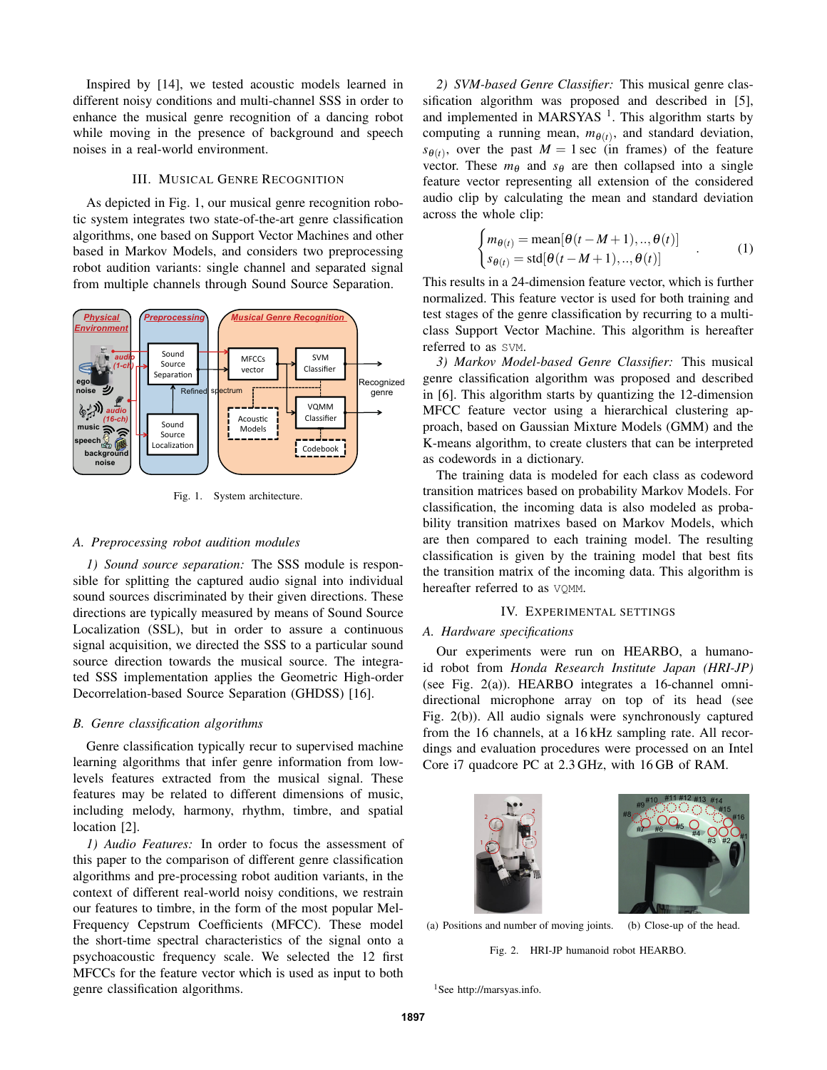Inspired by [14], we tested acoustic models learned in different noisy conditions and multi-channel SSS in order to enhance the musical genre recognition of a dancing robot while moving in the presence of background and speech noises in a real-world environment.

## III. Musical Genre Recognition

As depicted in Fig. 1, our musical genre recognition robotic system integrates two state-of-the-art genre classification algorithms, one based on Support Vector Machines and other based in Markov Models, and considers two preprocessing robot audition variants: single channel and separated signal from multiple channels through Sound Source Separation.

Fig. 1. System architecture.

### A. Preprocessing robot audition modules

*1) Sound source separation:* The SSS module is responsible for splitting the captured audio signal into individual sound sources discriminated by their given directions. These directions are typically measured by means of Sound Source Localization (SSL), but in order to assure a continuous signal acquisition, we directed the SSS to a particular sound source direction towards the musical source. The integrated SSS implementation applies the Geometric High-order Decorrelation-based Source Separation (GHDSS) [16].

### B. Genre classification algorithms

Genre classification typically recur to supervised machine learning algorithms that infer genre information from low-levels features extracted from the musical signal. These features may be related to different dimensions of music, including melody, harmony, rhythm, timbre, and spatial location [2].

*1) Audio Features:* In order to focus the assessment of this paper to the comparison of different genre classification algorithms and pre-processing robot audition variants, in the context of different real-world noisy conditions, we restrain our features to timbre, in the form of the most popular Mel-Frequency Cepstrum Coefficients (MFCC). These model the short-time spectral characteristics of the signal onto a psychoacoustic frequency scale. We selected the 12 first MFCCs for the feature vector which is used as input to both genre classification algorithms.

*2) SVM-based Genre Classifier:* This musical genre classification algorithm was proposed and described in [5], and implemented in MARSYAS [1]. This algorithm starts by computing a running mean, $m_{\theta(t)}$, and standard deviation, $s_{\theta(t)}$, over the past $M = 1$ sec (in frames) of the feature vector. These $m_\theta$ and $s_\theta$ are then collapsed into a single feature vector representing all extension of the considered audio clip by calculating the mean and standard deviation across the whole clip:

$$\begin{cases} m_{\theta(t)} = \text{mean}[\theta(t-M+1),..,\theta(t)] \\ s_{\theta(t)} = \text{std}[\theta(t-M+1),..,\theta(t)] \end{cases} . \quad (1)$$

This results in a 24-dimension feature vector, which is further normalized. This feature vector is used for both training and test stages of the genre classification by recurring to a multi-class Support Vector Machine. This algorithm is hereafter referred to as `SVM`.

*3) Markov Model-based Genre Classifier:* This musical genre classification algorithm was proposed and described in [6]. This algorithm starts by quantizing the 12-dimension MFCC feature vector using a hierarchical clustering approach, based on Gaussian Mixture Models (GMM) and the K-means algorithm, to create clusters that can be interpreted as codewords in a dictionary.

The training data is modeled for each class as codeword transition matrices based on probability Markov Models. For classification, the incoming data is also modeled as probability transition matrixes based on Markov Models, which are then compared to each training model. The resulting classification is given by the training model that best fits the transition matrix of the incoming data. This algorithm is hereafter referred to as `VQMM`.

## IV. Experimental settings

### A. Hardware specifications

Our experiments were run on HEARBO, a humanoid robot from *Honda Research Institute Japan (HRI-JP)* (see Fig. 2(a)). HEARBO integrates a 16-channel omnidirectional microphone array on top of its head (see Fig. 2(b)). All audio signals were synchronously captured from the 16 channels, at a 16 kHz sampling rate. All recordings and evaluation procedures were processed on an Intel Core i7 quadcore PC at 2.3 GHz, with 16 GB of RAM.

(a) Positions and number of moving joints. (b) Close-up of the head.

Fig. 2. HRI-JP humanoid robot HEARBO.

[1] See http://marsyas.info.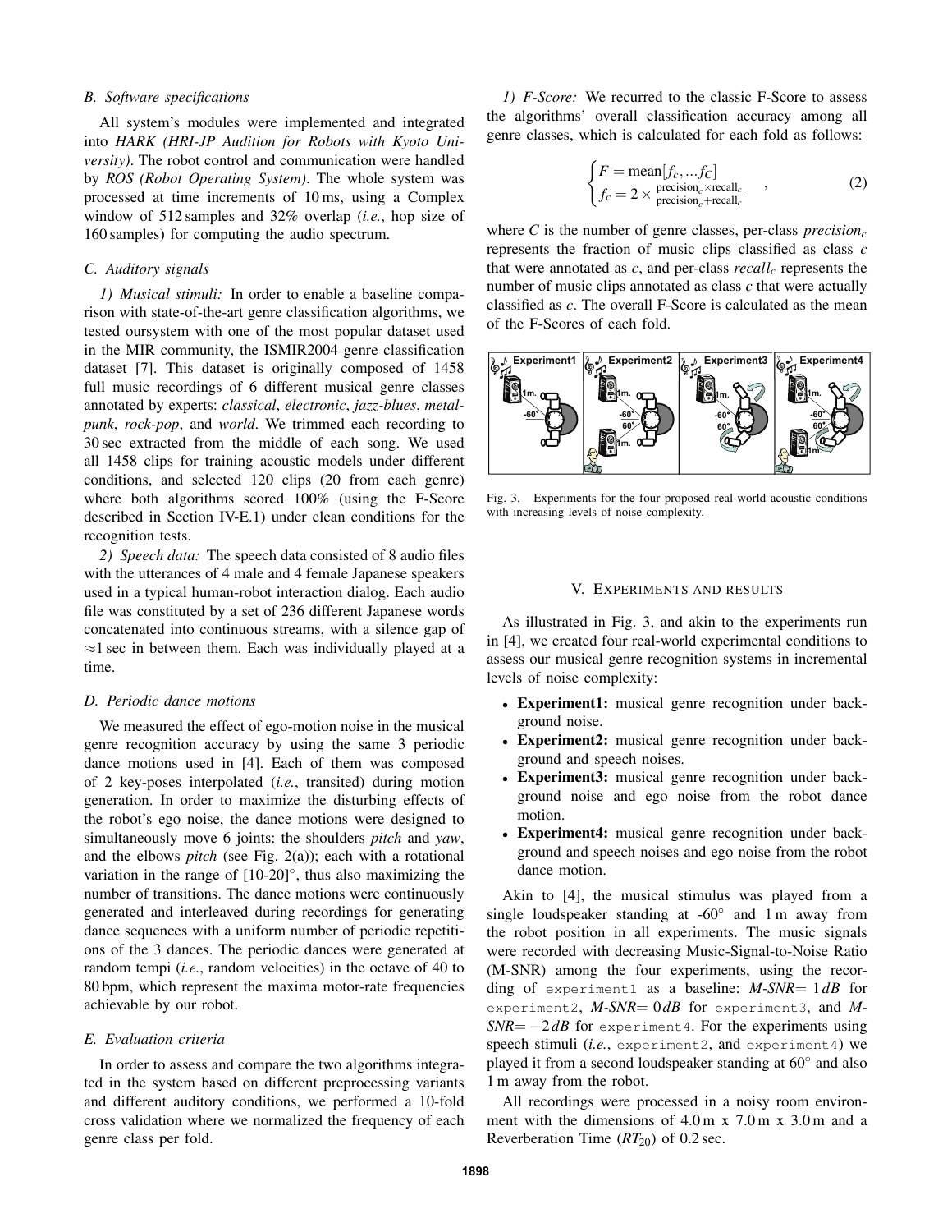### B. Software specifications

All system's modules were implemented and integrated into *HARK (HRI-JP Audition for Robots with Kyoto University)*. The robot control and communication were handled by *ROS (Robot Operating System)*. The whole system was processed at time increments of 10 ms, using a Complex window of 512 samples and 32% overlap (*i.e.*, hop size of 160 samples) for computing the audio spectrum.

### C. Auditory signals

*1) Musical stimuli:* In order to enable a baseline comparison with state-of-the-art genre classification algorithms, we tested oursystem with one of the most popular dataset used in the MIR community, the ISMIR2004 genre classification dataset [7]. This dataset is originally composed of 1458 full music recordings of 6 different musical genre classes annotated by experts: *classical*, *electronic*, *jazz-blues*, *metal-punk*, *rock-pop*, and *world*. We trimmed each recording to 30 sec extracted from the middle of each song. We used all 1458 clips for training acoustic models under different conditions, and selected 120 clips (20 from each genre) where both algorithms scored 100% (using the F-Score described in Section IV-E.1) under clean conditions for the recognition tests.

*2) Speech data:* The speech data consisted of 8 audio files with the utterances of 4 male and 4 female Japanese speakers used in a typical human-robot interaction dialog. Each audio file was constituted by a set of 236 different Japanese words concatenated into continuous streams, with a silence gap of $\approx$1 sec in between them. Each was individually played at a time.

### D. Periodic dance motions

We measured the effect of ego-motion noise in the musical genre recognition accuracy by using the same 3 periodic dance motions used in [4]. Each of them was composed of 2 key-poses interpolated (*i.e.*, transited) during motion generation. In order to maximize the disturbing effects of the robot's ego noise, the dance motions were designed to simultaneously move 6 joints: the shoulders *pitch* and *yaw*, and the elbows *pitch* (see Fig. 2(a)); each with a rotational variation in the range of $[10\text{-}20]^{\circ}$, thus also maximizing the number of transitions. The dance motions were continuously generated and interleaved during recordings for generating dance sequences with a uniform number of periodic repetitions of the 3 dances. The periodic dances were generated at random tempi (*i.e.*, random velocities) in the octave of 40 to 80 bpm, which represent the maxima motor-rate frequencies achievable by our robot.

### E. Evaluation criteria

In order to assess and compare the two algorithms integrated in the system based on different preprocessing variants and different auditory conditions, we performed a 10-fold cross validation where we normalized the frequency of each genre class per fold.

*1) F-Score:* We recurred to the classic F-Score to assess the algorithms' overall classification accuracy among all genre classes, which is calculated for each fold as follows:

$$\begin{cases} F = \text{mean}[f_c, \ldots f_C] \\ f_c = 2 \times \frac{\text{precision}_c \times \text{recall}_c}{\text{precision}_c + \text{recall}_c} \end{cases}, \tag{2}$$

where $C$ is the number of genre classes, per-class $precision_c$ represents the fraction of music clips classified as class $c$ that were annotated as $c$, and per-class $recall_c$ represents the number of music clips annotated as class $c$ that were actually classified as $c$. The overall F-Score is calculated as the mean of the F-Scores of each fold.

Fig. 3. Experiments for the four proposed real-world acoustic conditions with increasing levels of noise complexity.

## V. Experiments and results

As illustrated in Fig. 3, and akin to the experiments run in [4], we created four real-world experimental conditions to assess our musical genre recognition systems in incremental levels of noise complexity:

- **Experiment1:** musical genre recognition under background noise.
- **Experiment2:** musical genre recognition under background and speech noises.
- **Experiment3:** musical genre recognition under background noise and ego noise from the robot dance motion.
- **Experiment4:** musical genre recognition under background and speech noises and ego noise from the robot dance motion.

Akin to [4], the musical stimulus was played from a single loudspeaker standing at -60° and 1 m away from the robot position in all experiments. The music signals were recorded with decreasing Music-Signal-to-Noise Ratio (M-SNR) among the four experiments, using the recording of `experiment1` as a baseline: $M\text{-}SNR = 1\,dB$ for `experiment2`, $M\text{-}SNR = 0\,dB$ for `experiment3`, and $M\text{-}SNR = -2\,dB$ for `experiment4`. For the experiments using speech stimuli (*i.e.*, `experiment2`, and `experiment4`) we played it from a second loudspeaker standing at 60° and also 1 m away from the robot.

All recordings were processed in a noisy room environment with the dimensions of 4.0 m x 7.0 m x 3.0 m and a Reverberation Time ($RT_{20}$) of 0.2 sec.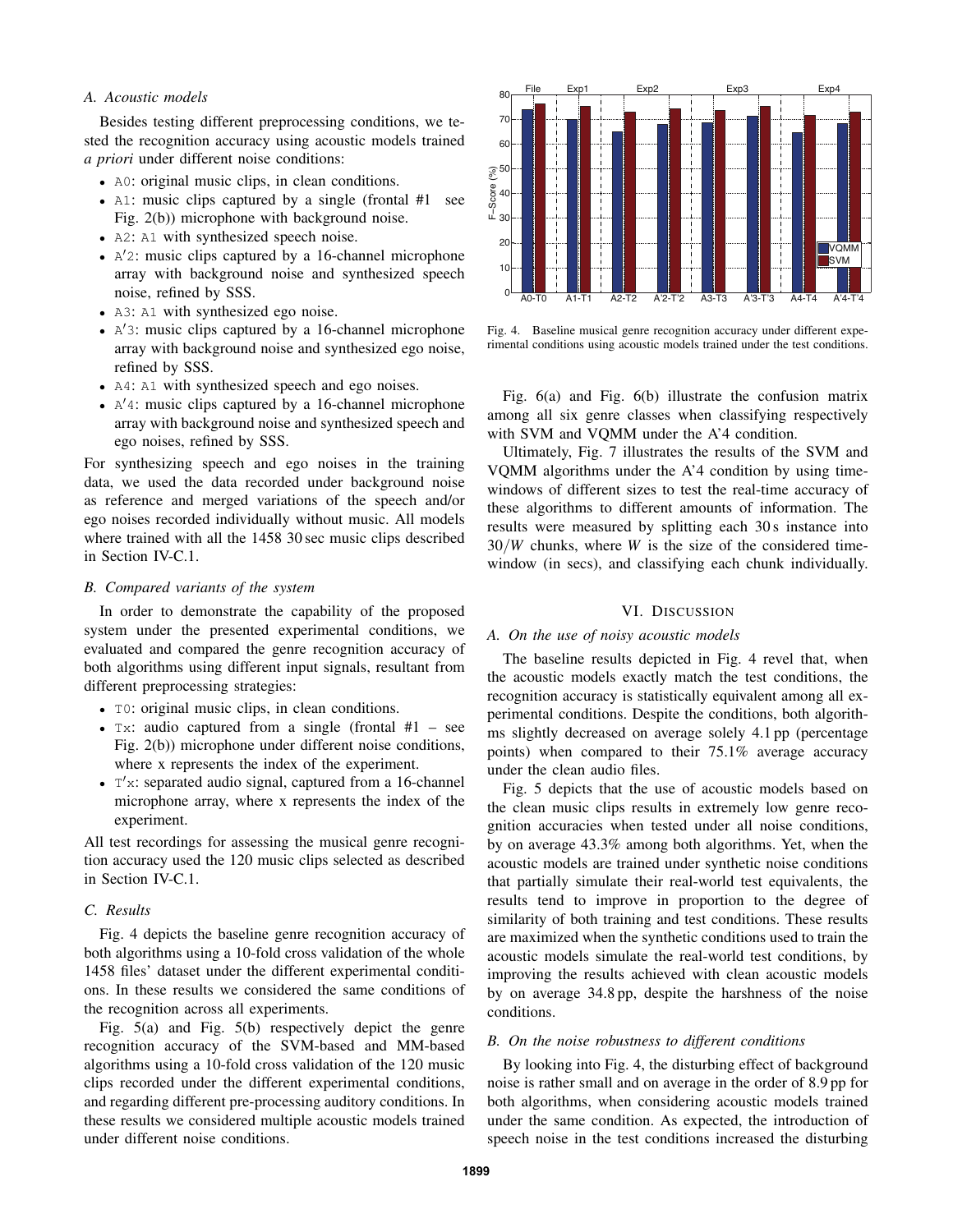### A. Acoustic models

Besides testing different preprocessing conditions, we tested the recognition accuracy using acoustic models trained *a priori* under different noise conditions:

- `A0`: original music clips, in clean conditions.
- `A1`: music clips captured by a single (frontal #1 see Fig. 2(b)) microphone with background noise.
- `A2`: `A1` with synthesized speech noise.
- `A'2`: music clips captured by a 16-channel microphone array with background noise and synthesized speech noise, refined by SSS.
- `A3`: `A1` with synthesized ego noise.
- `A'3`: music clips captured by a 16-channel microphone array with background noise and synthesized ego noise, refined by SSS.
- `A4`: `A1` with synthesized speech and ego noises.
- `A'4`: music clips captured by a 16-channel microphone array with background noise and synthesized speech and ego noises, refined by SSS.

For synthesizing speech and ego noises in the training data, we used the data recorded under background noise as reference and merged variations of the speech and/or ego noises recorded individually without music. All models where trained with all the 1458 30 sec music clips described in Section IV-C.1.

### B. Compared variants of the system

In order to demonstrate the capability of the proposed system under the presented experimental conditions, we evaluated and compared the genre recognition accuracy of both algorithms using different input signals, resultant from different preprocessing strategies:

- `T0`: original music clips, in clean conditions.
- `Tx`: audio captured from a single (frontal #1 – see Fig. 2(b)) microphone under different noise conditions, where x represents the index of the experiment.
- `T'x`: separated audio signal, captured from a 16-channel microphone array, where x represents the index of the experiment.

All test recordings for assessing the musical genre recognition accuracy used the 120 music clips selected as described in Section IV-C.1.

### C. Results

Fig. 4 depicts the baseline genre recognition accuracy of both algorithms using a 10-fold cross validation of the whole 1458 files' dataset under the different experimental conditions. In these results we considered the same conditions of the recognition across all experiments.

Fig. 5(a) and Fig. 5(b) respectively depict the genre recognition accuracy of the SVM-based and MM-based algorithms using a 10-fold cross validation of the 120 music clips recorded under the different experimental conditions, and regarding different pre-processing auditory conditions. In these results we considered multiple acoustic models trained under different noise conditions.

Fig. 4. Baseline musical genre recognition accuracy under different experimental conditions using acoustic models trained under the test conditions.

Fig. 6(a) and Fig. 6(b) illustrate the confusion matrix among all six genre classes when classifying respectively with SVM and VQMM under the A'4 condition.

Ultimately, Fig. 7 illustrates the results of the SVM and VQMM algorithms under the A'4 condition by using time-windows of different sizes to test the real-time accuracy of these algorithms to different amounts of information. The results were measured by splitting each 30 s instance into $30/W$ chunks, where $W$ is the size of the considered time-window (in secs), and classifying each chunk individually.

## VI. Discussion

### A. On the use of noisy acoustic models

The baseline results depicted in Fig. 4 revel that, when the acoustic models exactly match the test conditions, the recognition accuracy is statistically equivalent among all experimental conditions. Despite the conditions, both algorithms slightly decreased on average solely 4.1 pp (percentage points) when compared to their 75.1% average accuracy under the clean audio files.

Fig. 5 depicts that the use of acoustic models based on the clean music clips results in extremely low genre recognition accuracies when tested under all noise conditions, by on average 43.3% among both algorithms. Yet, when the acoustic models are trained under synthetic noise conditions that partially simulate their real-world test equivalents, the results tend to improve in proportion to the degree of similarity of both training and test conditions. These results are maximized when the synthetic conditions used to train the acoustic models simulate the real-world test conditions, by improving the results achieved with clean acoustic models by on average 34.8 pp, despite the harshness of the noise conditions.

### B. On the noise robustness to different conditions

By looking into Fig. 4, the disturbing effect of background noise is rather small and on average in the order of 8.9 pp for both algorithms, when considering acoustic models trained under the same condition. As expected, the introduction of speech noise in the test conditions increased the disturbing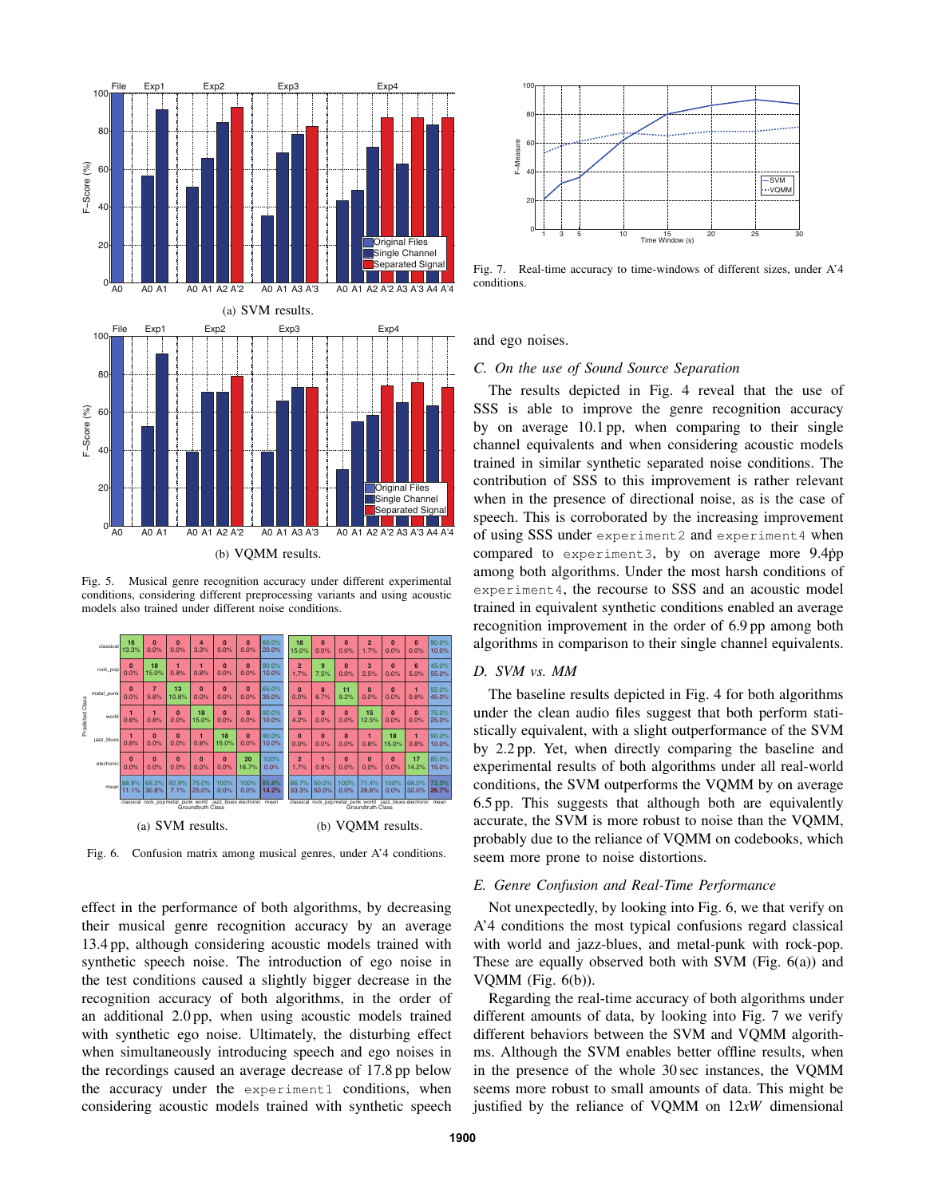(a) SVM results.

(b) VQMM results.

Fig. 5. Musical genre recognition accuracy under different experimental conditions, considering different preprocessing variants and using acoustic models also trained under different noise conditions.

(a) SVM results.

(b) VQMM results.

Fig. 6. Confusion matrix among musical genres, under A'4 conditions.

effect in the performance of both algorithms, by decreasing their musical genre recognition accuracy by an average 13.4 pp, although considering acoustic models trained with synthetic speech noise. The introduction of ego noise in the test conditions caused a slightly bigger decrease in the recognition accuracy of both algorithms, in the order of an additional 2.0 pp, when using acoustic models trained with synthetic ego noise. Ultimately, the disturbing effect when simultaneously introducing speech and ego noises in the recordings caused an average decrease of 17.8 pp below the accuracy under the `experiment1` conditions, when considering acoustic models trained with synthetic speech

Fig. 7. Real-time accuracy to time-windows of different sizes, under A'4 conditions.

and ego noises.

### C. On the use of Sound Source Separation

The results depicted in Fig. 4 reveal that the use of SSS is able to improve the genre recognition accuracy by on average 10.1 pp, when comparing to their single channel equivalents and when considering acoustic models trained in similar synthetic separated noise conditions. The contribution of SSS to this improvement is rather relevant when in the presence of directional noise, as is the case of speech. This is corroborated by the increasing improvement of using SSS under `experiment2` and `experiment4` when compared to `experiment3`, by on average more 9.4 pp among both algorithms. Under the most harsh conditions of `experiment4`, the recourse to SSS and an acoustic model trained in equivalent synthetic conditions enabled an average recognition improvement in the order of 6.9 pp among both algorithms in comparison to their single channel equivalents.

### D. SVM vs. MM

The baseline results depicted in Fig. 4 for both algorithms under the clean audio files suggest that both perform statistically equivalent, with a slight outperformance of the SVM by 2.2 pp. Yet, when directly comparing the baseline and experimental results of both algorithms under all real-world conditions, the SVM outperforms the VQMM by on average 6.5 pp. This suggests that although both are equivalently accurate, the SVM is more robust to noise than the VQMM, probably due to the reliance of VQMM on codebooks, which seem more prone to noise distortions.

### E. Genre Confusion and Real-Time Performance

Not unexpectedly, by looking into Fig. 6, we that verify on A'4 conditions the most typical confusions regard classical with world and jazz-blues, and metal-punk with rock-pop. These are equally observed both with SVM (Fig. 6(a)) and VQMM (Fig. 6(b)).

Regarding the real-time accuracy of both algorithms under different amounts of data, by looking into Fig. 7 we verify different behaviors between the SVM and VQMM algorithms. Although the SVM enables better offline results, when in the presence of the whole 30 sec instances, the VQMM seems more robust to small amounts of data. This might be justified by the reliance of VQMM on $12xW$ dimensional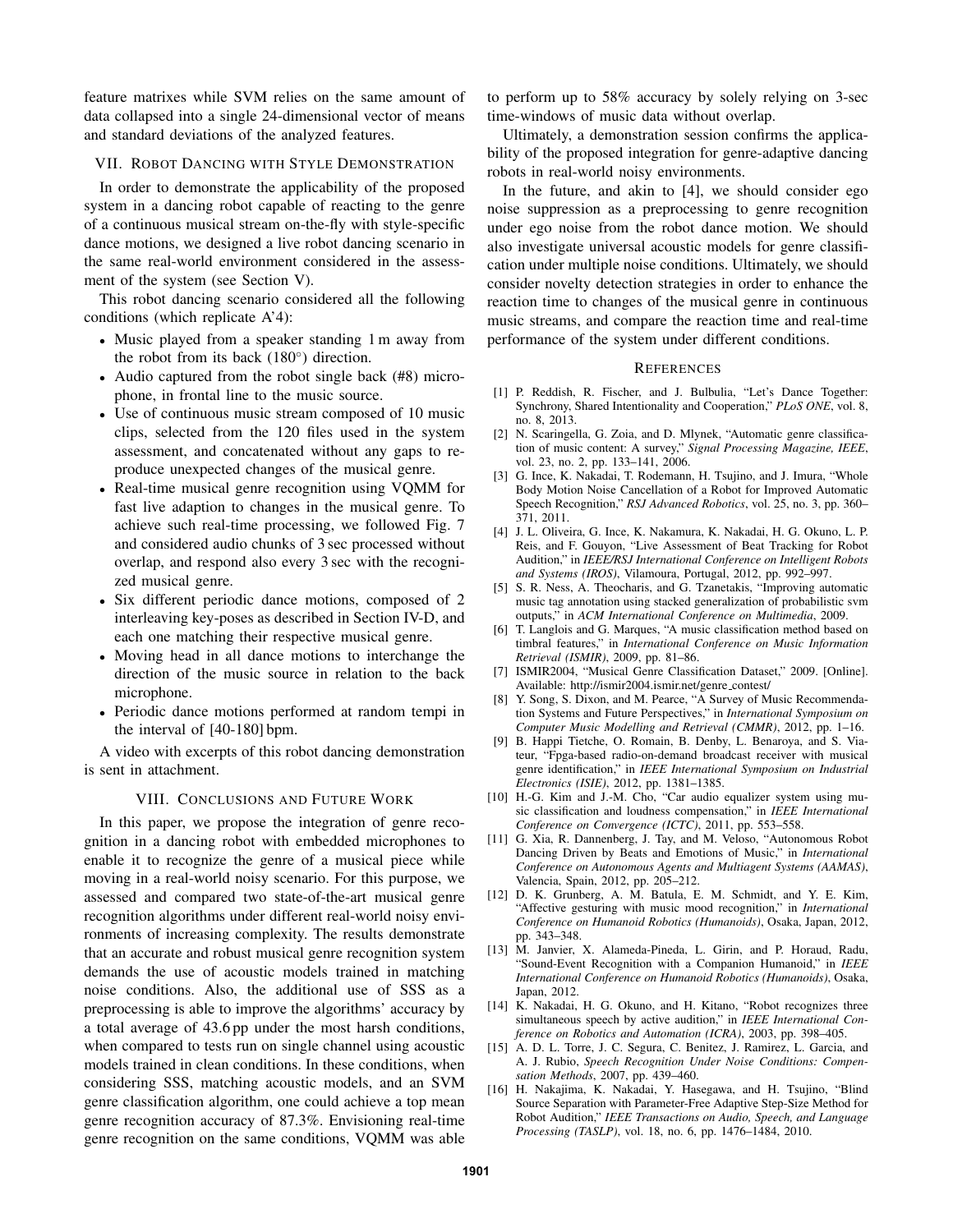feature matrixes while SVM relies on the same amount of data collapsed into a single 24-dimensional vector of means and standard deviations of the analyzed features.

## VII. Robot Dancing with Style Demonstration

In order to demonstrate the applicability of the proposed system in a dancing robot capable of reacting to the genre of a continuous musical stream on-the-fly with style-specific dance motions, we designed a live robot dancing scenario in the same real-world environment considered in the assessment of the system (see Section V).

This robot dancing scenario considered all the following conditions (which replicate A'4):

- Music played from a speaker standing 1 m away from the robot from its back (180°) direction.
- Audio captured from the robot single back (#8) microphone, in frontal line to the music source.
- Use of continuous music stream composed of 10 music clips, selected from the 120 files used in the system assessment, and concatenated without any gaps to reproduce unexpected changes of the musical genre.
- Real-time musical genre recognition using VQMM for fast live adaption to changes in the musical genre. To achieve such real-time processing, we followed Fig. 7 and considered audio chunks of 3 sec processed without overlap, and respond also every 3 sec with the recognized musical genre.
- Six different periodic dance motions, composed of 2 interleaving key-poses as described in Section IV-D, and each one matching their respective musical genre.
- Moving head in all dance motions to interchange the direction of the music source in relation to the back microphone.
- Periodic dance motions performed at random tempi in the interval of [40-180] bpm.

A video with excerpts of this robot dancing demonstration is sent in attachment.

## VIII. Conclusions and Future Work

In this paper, we propose the integration of genre recognition in a dancing robot with embedded microphones to enable it to recognize the genre of a musical piece while moving in a real-world noisy scenario. For this purpose, we assessed and compared two state-of-the-art musical genre recognition algorithms under different real-world noisy environments of increasing complexity. The results demonstrate that an accurate and robust musical genre recognition system demands the use of acoustic models trained in matching noise conditions. Also, the additional use of SSS as a preprocessing is able to improve the algorithms' accuracy by a total average of 43.6 pp under the most harsh conditions, when compared to tests run on single channel using acoustic models trained in clean conditions. In these conditions, when considering SSS, matching acoustic models, and an SVM genre classification algorithm, one could achieve a top mean genre recognition accuracy of 87.3%. Envisioning real-time genre recognition on the same conditions, VQMM was able to perform up to 58% accuracy by solely relying on 3-sec time-windows of music data without overlap.

Ultimately, a demonstration session confirms the applicability of the proposed integration for genre-adaptive dancing robots in real-world noisy environments.

In the future, and akin to [4], we should consider ego noise suppression as a preprocessing to genre recognition under ego noise from the robot dance motion. We should also investigate universal acoustic models for genre classification under multiple noise conditions. Ultimately, we should consider novelty detection strategies in order to enhance the reaction time to changes of the musical genre in continuous music streams, and compare the reaction time and real-time performance of the system under different conditions.

## References

[1] P. Reddish, R. Fischer, and J. Bulbulia, "Let's Dance Together: Synchrony, Shared Intentionality and Cooperation," *PLoS ONE*, vol. 8, no. 8, 2013.

[2] N. Scaringella, G. Zoia, and D. Mlynek, "Automatic genre classification of music content: A survey," *Signal Processing Magazine, IEEE*, vol. 23, no. 2, pp. 133–141, 2006.

[3] G. Ince, K. Nakadai, T. Rodemann, H. Tsujino, and J. Imura, "Whole Body Motion Noise Cancellation of a Robot for Improved Automatic Speech Recognition," *RSJ Advanced Robotics*, vol. 25, no. 3, pp. 360–371, 2011.

[4] J. L. Oliveira, G. Ince, K. Nakamura, K. Nakadai, H. G. Okuno, L. P. Reis, and F. Gouyon, "Live Assessment of Beat Tracking for Robot Audition," in *IEEE/RSJ International Conference on Intelligent Robots and Systems (IROS)*, Vilamoura, Portugal, 2012, pp. 992–997.

[5] S. R. Ness, A. Theocharis, and G. Tzanetakis, "Improving automatic music tag annotation using stacked generalization of probabilistic svm outputs," in *ACM International Conference on Multimedia*, 2009.

[6] T. Langlois and G. Marques, "A music classification method based on timbral features," in *International Conference on Music Information Retrieval (ISMIR)*, 2009, pp. 81–86.

[7] ISMIR2004, "Musical Genre Classification Dataset," 2009. [Online]. Available: http://ismir2004.ismir.net/genre_contest/

[8] Y. Song, S. Dixon, and M. Pearce, "A Survey of Music Recommendation Systems and Future Perspectives," in *International Symposium on Computer Music Modelling and Retrieval (CMMR)*, 2012, pp. 1–16.

[9] B. Happi Tietche, O. Romain, B. Denby, L. Benaroya, and S. Viateur, "Fpga-based radio-on-demand broadcast receiver with musical genre identification," in *IEEE International Symposium on Industrial Electronics (ISIE)*, 2012, pp. 1381–1385.

[10] H.-G. Kim and J.-M. Cho, "Car audio equalizer system using music classification and loudness compensation," in *IEEE International Conference on Convergence (ICTC)*, 2011, pp. 553–558.

[11] G. Xia, R. Dannenberg, J. Tay, and M. Veloso, "Autonomous Robot Dancing Driven by Beats and Emotions of Music," in *International Conference on Autonomous Agents and Multiagent Systems (AAMAS)*, Valencia, Spain, 2012, pp. 205–212.

[12] D. K. Grunberg, A. M. Batula, E. M. Schmidt, and Y. E. Kim, "Affective gesturing with music mood recognition," in *International Conference on Humanoid Robotics (Humanoids)*, Osaka, Japan, 2012, pp. 343–348.

[13] M. Janvier, X. Alameda-Pineda, L. Girin, and P. Horaud, Radu, "Sound-Event Recognition with a Companion Humanoid," in *IEEE International Conference on Humanoid Robotics (Humanoids)*, Osaka, Japan, 2012.

[14] K. Nakadai, H. G. Okuno, and H. Kitano, "Robot recognizes three simultaneous speech by active audition," in *IEEE International Conference on Robotics and Automation (ICRA)*, 2003, pp. 398–405.

[15] A. D. L. Torre, J. C. Segura, C. Benitez, J. Ramirez, L. Garcia, and A. J. Rubio, *Speech Recognition Under Noise Conditions: Compensation Methods*, 2007, pp. 439–460.

[16] H. Nakajima, K. Nakadai, Y. Hasegawa, and H. Tsujino, "Blind Source Separation with Parameter-Free Adaptive Step-Size Method for Robot Audition," *IEEE Transactions on Audio, Speech, and Language Processing (TASLP)*, vol. 18, no. 6, pp. 1476–1484, 2010.